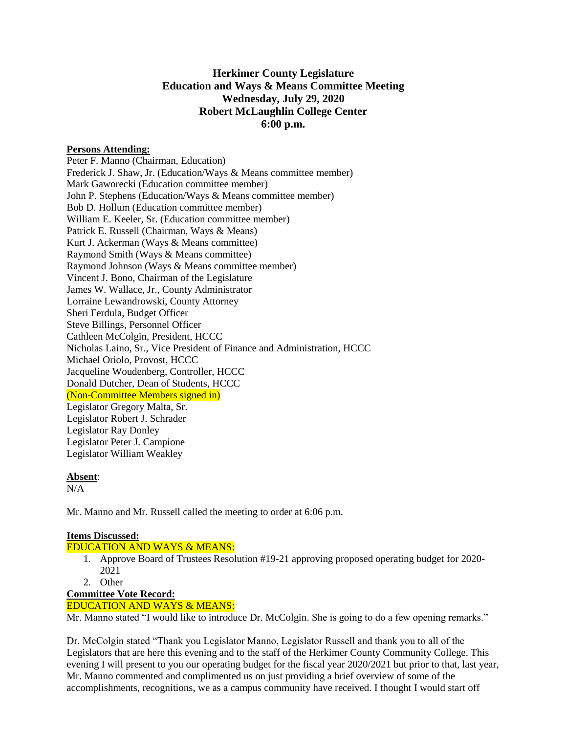# Herkimer County Legislature
## Education and Ways & Means Committee Meeting
## Wednesday, July 29, 2020
## Robert McLaughlin College Center
## 6:00 p.m.

**Persons Attending:**

Peter F. Manno (Chairman, Education)
Frederick J. Shaw, Jr. (Education/Ways & Means committee member)
Mark Gaworecki (Education committee member)
John P. Stephens (Education/Ways & Means committee member)
Bob D. Hollum (Education committee member)
William E. Keeler, Sr. (Education committee member)
Patrick E. Russell (Chairman, Ways & Means)
Kurt J. Ackerman (Ways & Means committee)
Raymond Smith (Ways & Means committee)
Raymond Johnson (Ways & Means committee member)
Vincent J. Bono, Chairman of the Legislature
James W. Wallace, Jr., County Administrator
Lorraine Lewandrowski, County Attorney
Sheri Ferdula, Budget Officer
Steve Billings, Personnel Officer
Cathleen McColgin, President, HCCC
Nicholas Laino, Sr., Vice President of Finance and Administration, HCCC
Michael Oriolo, Provost, HCCC
Jacqueline Woudenberg, Controller, HCCC
Donald Dutcher, Dean of Students, HCCC
(Non-Committee Members signed in)
Legislator Gregory Malta, Sr.
Legislator Robert J. Schrader
Legislator Ray Donley
Legislator Peter J. Campione
Legislator William Weakley

**Absent**:
N/A

Mr. Manno and Mr. Russell called the meeting to order at 6:06 p.m.

**Items Discussed:**

EDUCATION AND WAYS & MEANS:

1. Approve Board of Trustees Resolution #19-21 approving proposed operating budget for 2020-2021
2. Other

**Committee Vote Record:**

EDUCATION AND WAYS & MEANS:

Mr. Manno stated "I would like to introduce Dr. McColgin. She is going to do a few opening remarks."

Dr. McColgin stated "Thank you Legislator Manno, Legislator Russell and thank you to all of the Legislators that are here this evening and to the staff of the Herkimer County Community College. This evening I will present to you our operating budget for the fiscal year 2020/2021 but prior to that, last year, Mr. Manno commented and complimented us on just providing a brief overview of some of the accomplishments, recognitions, we as a campus community have received. I thought I would start off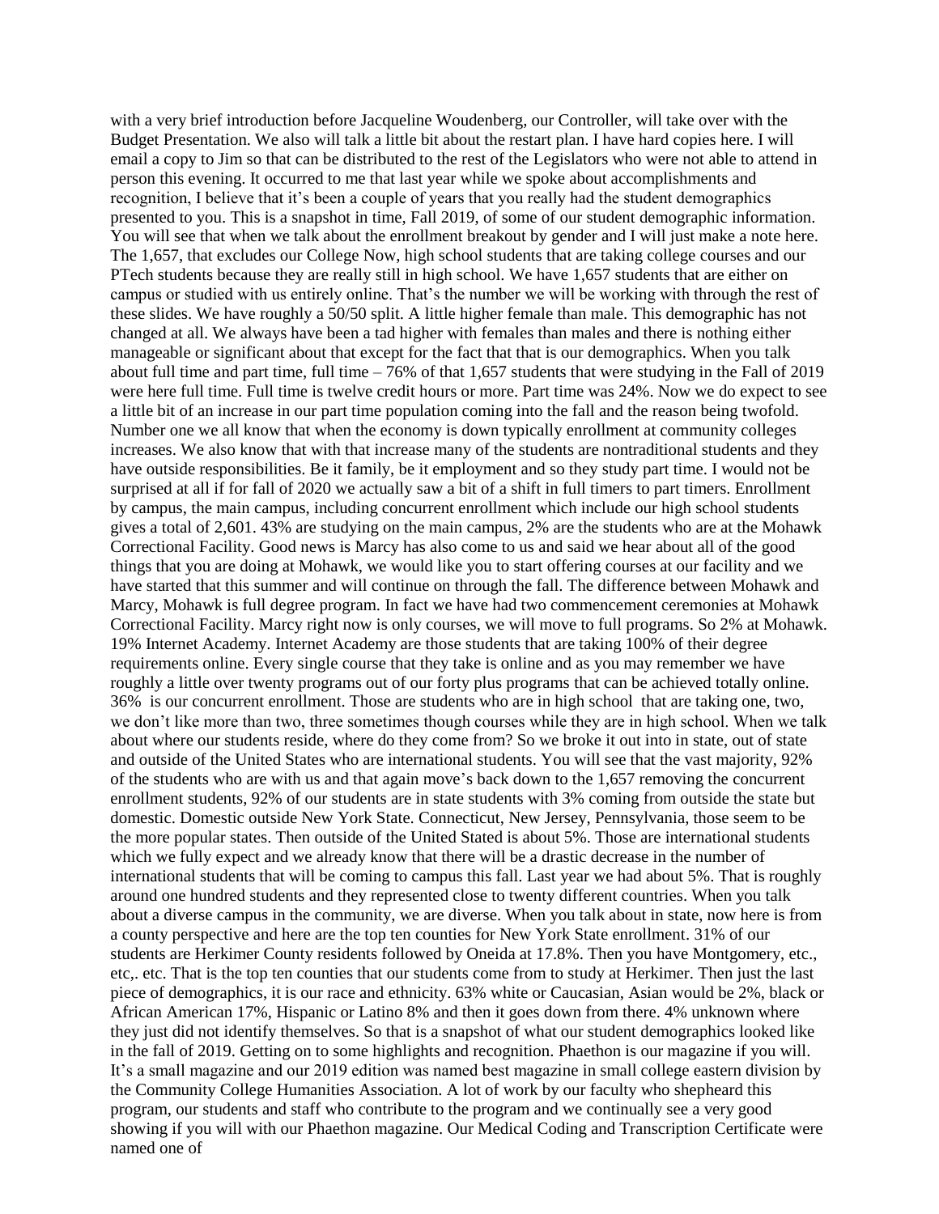with a very brief introduction before Jacqueline Woudenberg, our Controller, will take over with the Budget Presentation. We also will talk a little bit about the restart plan. I have hard copies here. I will email a copy to Jim so that can be distributed to the rest of the Legislators who were not able to attend in person this evening. It occurred to me that last year while we spoke about accomplishments and recognition, I believe that it's been a couple of years that you really had the student demographics presented to you. This is a snapshot in time, Fall 2019, of some of our student demographic information. You will see that when we talk about the enrollment breakout by gender and I will just make a note here. The 1,657, that excludes our College Now, high school students that are taking college courses and our PTech students because they are really still in high school. We have 1,657 students that are either on campus or studied with us entirely online. That's the number we will be working with through the rest of these slides. We have roughly a 50/50 split. A little higher female than male. This demographic has not changed at all. We always have been a tad higher with females than males and there is nothing either manageable or significant about that except for the fact that that is our demographics. When you talk about full time and part time, full time – 76% of that 1,657 students that were studying in the Fall of 2019 were here full time. Full time is twelve credit hours or more. Part time was 24%. Now we do expect to see a little bit of an increase in our part time population coming into the fall and the reason being twofold. Number one we all know that when the economy is down typically enrollment at community colleges increases. We also know that with that increase many of the students are nontraditional students and they have outside responsibilities. Be it family, be it employment and so they study part time. I would not be surprised at all if for fall of 2020 we actually saw a bit of a shift in full timers to part timers. Enrollment by campus, the main campus, including concurrent enrollment which include our high school students gives a total of 2,601. 43% are studying on the main campus, 2% are the students who are at the Mohawk Correctional Facility. Good news is Marcy has also come to us and said we hear about all of the good things that you are doing at Mohawk, we would like you to start offering courses at our facility and we have started that this summer and will continue on through the fall. The difference between Mohawk and Marcy, Mohawk is full degree program. In fact we have had two commencement ceremonies at Mohawk Correctional Facility. Marcy right now is only courses, we will move to full programs. So 2% at Mohawk. 19% Internet Academy. Internet Academy are those students that are taking 100% of their degree requirements online. Every single course that they take is online and as you may remember we have roughly a little over twenty programs out of our forty plus programs that can be achieved totally online. 36% is our concurrent enrollment. Those are students who are in high school that are taking one, two, we don't like more than two, three sometimes though courses while they are in high school. When we talk about where our students reside, where do they come from? So we broke it out into in state, out of state and outside of the United States who are international students. You will see that the vast majority, 92% of the students who are with us and that again move's back down to the 1,657 removing the concurrent enrollment students, 92% of our students are in state students with 3% coming from outside the state but domestic. Domestic outside New York State. Connecticut, New Jersey, Pennsylvania, those seem to be the more popular states. Then outside of the United Stated is about 5%. Those are international students which we fully expect and we already know that there will be a drastic decrease in the number of international students that will be coming to campus this fall. Last year we had about 5%. That is roughly around one hundred students and they represented close to twenty different countries. When you talk about a diverse campus in the community, we are diverse. When you talk about in state, now here is from a county perspective and here are the top ten counties for New York State enrollment. 31% of our students are Herkimer County residents followed by Oneida at 17.8%. Then you have Montgomery, etc., etc,. etc. That is the top ten counties that our students come from to study at Herkimer. Then just the last piece of demographics, it is our race and ethnicity. 63% white or Caucasian, Asian would be 2%, black or African American 17%, Hispanic or Latino 8% and then it goes down from there. 4% unknown where they just did not identify themselves. So that is a snapshot of what our student demographics looked like in the fall of 2019. Getting on to some highlights and recognition. Phaethon is our magazine if you will. It's a small magazine and our 2019 edition was named best magazine in small college eastern division by the Community College Humanities Association. A lot of work by our faculty who shepheard this program, our students and staff who contribute to the program and we continually see a very good showing if you will with our Phaethon magazine. Our Medical Coding and Transcription Certificate were named one of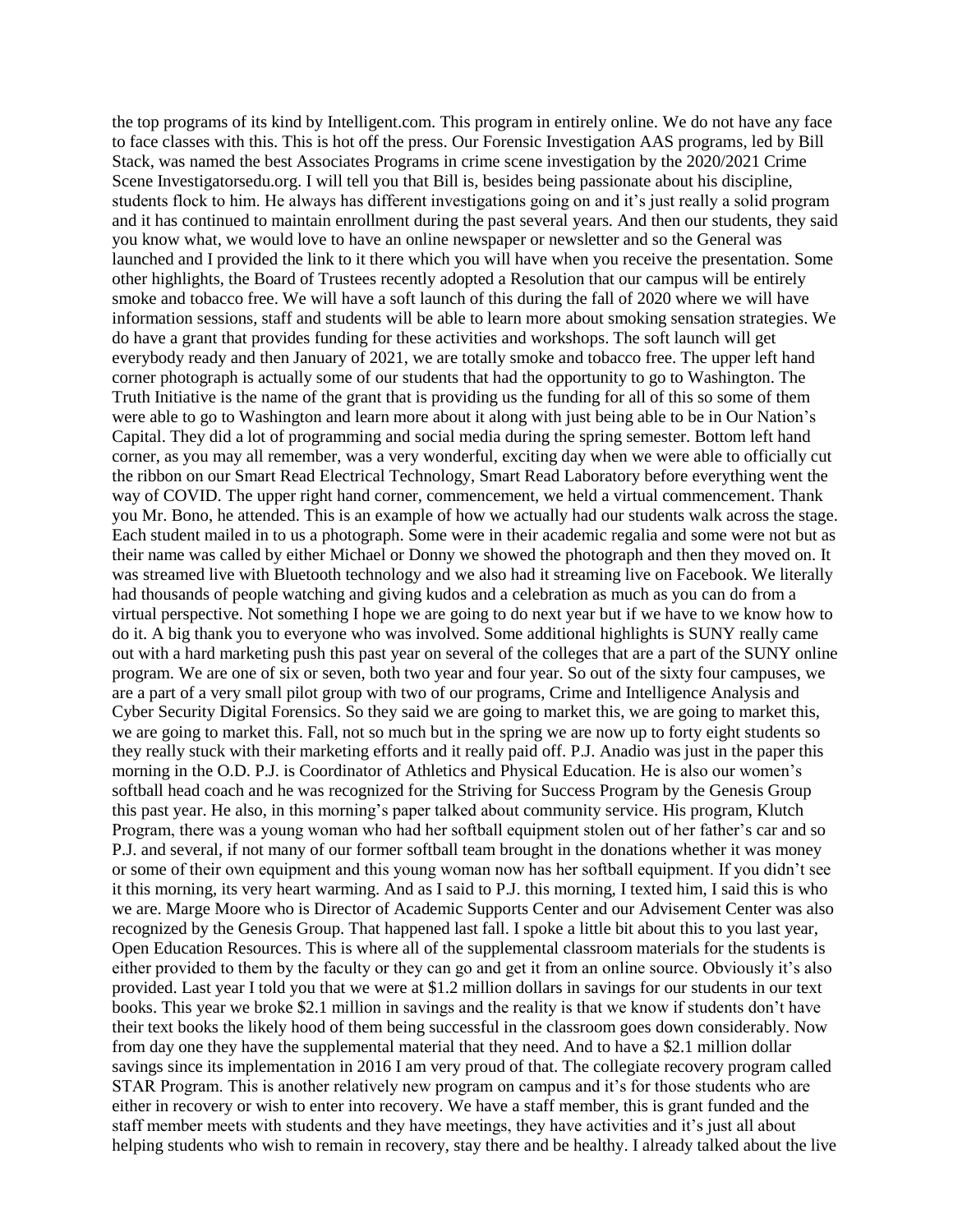the top programs of its kind by Intelligent.com. This program in entirely online. We do not have any face to face classes with this. This is hot off the press. Our Forensic Investigation AAS programs, led by Bill Stack, was named the best Associates Programs in crime scene investigation by the 2020/2021 Crime Scene Investigatorsedu.org. I will tell you that Bill is, besides being passionate about his discipline, students flock to him. He always has different investigations going on and it's just really a solid program and it has continued to maintain enrollment during the past several years. And then our students, they said you know what, we would love to have an online newspaper or newsletter and so the General was launched and I provided the link to it there which you will have when you receive the presentation. Some other highlights, the Board of Trustees recently adopted a Resolution that our campus will be entirely smoke and tobacco free. We will have a soft launch of this during the fall of 2020 where we will have information sessions, staff and students will be able to learn more about smoking sensation strategies. We do have a grant that provides funding for these activities and workshops. The soft launch will get everybody ready and then January of 2021, we are totally smoke and tobacco free. The upper left hand corner photograph is actually some of our students that had the opportunity to go to Washington. The Truth Initiative is the name of the grant that is providing us the funding for all of this so some of them were able to go to Washington and learn more about it along with just being able to be in Our Nation's Capital. They did a lot of programming and social media during the spring semester. Bottom left hand corner, as you may all remember, was a very wonderful, exciting day when we were able to officially cut the ribbon on our Smart Read Electrical Technology, Smart Read Laboratory before everything went the way of COVID. The upper right hand corner, commencement, we held a virtual commencement. Thank you Mr. Bono, he attended. This is an example of how we actually had our students walk across the stage. Each student mailed in to us a photograph. Some were in their academic regalia and some were not but as their name was called by either Michael or Donny we showed the photograph and then they moved on. It was streamed live with Bluetooth technology and we also had it streaming live on Facebook. We literally had thousands of people watching and giving kudos and a celebration as much as you can do from a virtual perspective. Not something I hope we are going to do next year but if we have to we know how to do it. A big thank you to everyone who was involved. Some additional highlights is SUNY really came out with a hard marketing push this past year on several of the colleges that are a part of the SUNY online program. We are one of six or seven, both two year and four year. So out of the sixty four campuses, we are a part of a very small pilot group with two of our programs, Crime and Intelligence Analysis and Cyber Security Digital Forensics. So they said we are going to market this, we are going to market this, we are going to market this. Fall, not so much but in the spring we are now up to forty eight students so they really stuck with their marketing efforts and it really paid off. P.J. Anadio was just in the paper this morning in the O.D. P.J. is Coordinator of Athletics and Physical Education. He is also our women's softball head coach and he was recognized for the Striving for Success Program by the Genesis Group this past year. He also, in this morning's paper talked about community service. His program, Klutch Program, there was a young woman who had her softball equipment stolen out of her father's car and so P.J. and several, if not many of our former softball team brought in the donations whether it was money or some of their own equipment and this young woman now has her softball equipment. If you didn't see it this morning, its very heart warming. And as I said to P.J. this morning, I texted him, I said this is who we are. Marge Moore who is Director of Academic Supports Center and our Advisement Center was also recognized by the Genesis Group. That happened last fall. I spoke a little bit about this to you last year, Open Education Resources. This is where all of the supplemental classroom materials for the students is either provided to them by the faculty or they can go and get it from an online source. Obviously it's also provided. Last year I told you that we were at $1.2 million dollars in savings for our students in our text books. This year we broke $2.1 million in savings and the reality is that we know if students don't have their text books the likely hood of them being successful in the classroom goes down considerably. Now from day one they have the supplemental material that they need. And to have a $2.1 million dollar savings since its implementation in 2016 I am very proud of that. The collegiate recovery program called STAR Program. This is another relatively new program on campus and it's for those students who are either in recovery or wish to enter into recovery. We have a staff member, this is grant funded and the staff member meets with students and they have meetings, they have activities and it's just all about helping students who wish to remain in recovery, stay there and be healthy. I already talked about the live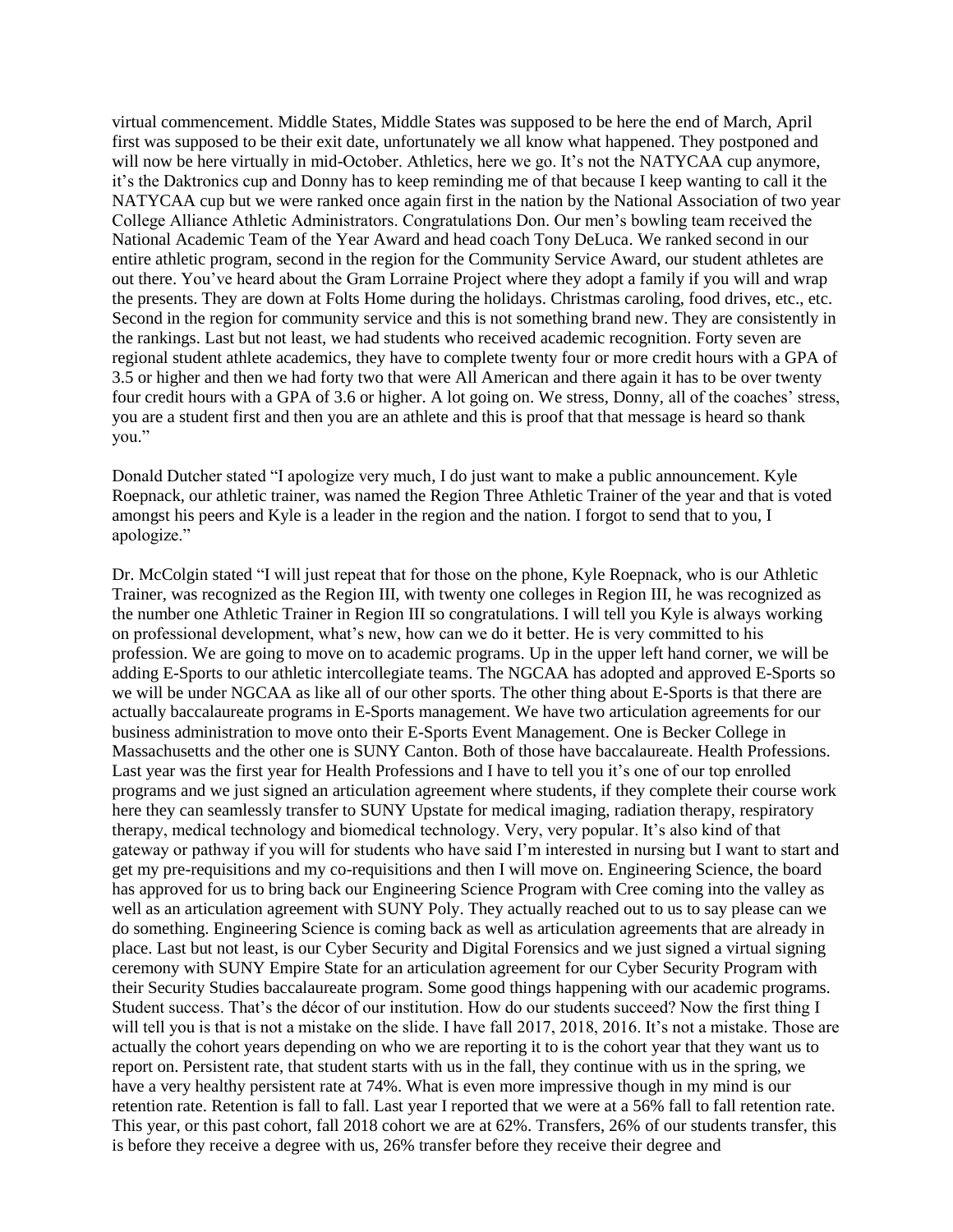virtual commencement. Middle States, Middle States was supposed to be here the end of March, April first was supposed to be their exit date, unfortunately we all know what happened. They postponed and will now be here virtually in mid-October. Athletics, here we go. It's not the NATYCAA cup anymore, it's the Daktronics cup and Donny has to keep reminding me of that because I keep wanting to call it the NATYCAA cup but we were ranked once again first in the nation by the National Association of two year College Alliance Athletic Administrators. Congratulations Don. Our men's bowling team received the National Academic Team of the Year Award and head coach Tony DeLuca. We ranked second in our entire athletic program, second in the region for the Community Service Award, our student athletes are out there. You've heard about the Gram Lorraine Project where they adopt a family if you will and wrap the presents. They are down at Folts Home during the holidays. Christmas caroling, food drives, etc., etc. Second in the region for community service and this is not something brand new. They are consistently in the rankings. Last but not least, we had students who received academic recognition. Forty seven are regional student athlete academics, they have to complete twenty four or more credit hours with a GPA of 3.5 or higher and then we had forty two that were All American and there again it has to be over twenty four credit hours with a GPA of 3.6 or higher. A lot going on. We stress, Donny, all of the coaches' stress, you are a student first and then you are an athlete and this is proof that that message is heard so thank you."

Donald Dutcher stated "I apologize very much, I do just want to make a public announcement. Kyle Roepnack, our athletic trainer, was named the Region Three Athletic Trainer of the year and that is voted amongst his peers and Kyle is a leader in the region and the nation. I forgot to send that to you, I apologize."

Dr. McColgin stated "I will just repeat that for those on the phone, Kyle Roepnack, who is our Athletic Trainer, was recognized as the Region III, with twenty one colleges in Region III, he was recognized as the number one Athletic Trainer in Region III so congratulations. I will tell you Kyle is always working on professional development, what's new, how can we do it better. He is very committed to his profession. We are going to move on to academic programs. Up in the upper left hand corner, we will be adding E-Sports to our athletic intercollegiate teams. The NGCAA has adopted and approved E-Sports so we will be under NGCAA as like all of our other sports. The other thing about E-Sports is that there are actually baccalaureate programs in E-Sports management. We have two articulation agreements for our business administration to move onto their E-Sports Event Management. One is Becker College in Massachusetts and the other one is SUNY Canton. Both of those have baccalaureate. Health Professions. Last year was the first year for Health Professions and I have to tell you it's one of our top enrolled programs and we just signed an articulation agreement where students, if they complete their course work here they can seamlessly transfer to SUNY Upstate for medical imaging, radiation therapy, respiratory therapy, medical technology and biomedical technology. Very, very popular. It's also kind of that gateway or pathway if you will for students who have said I'm interested in nursing but I want to start and get my pre-requisitions and my co-requisitions and then I will move on. Engineering Science, the board has approved for us to bring back our Engineering Science Program with Cree coming into the valley as well as an articulation agreement with SUNY Poly. They actually reached out to us to say please can we do something. Engineering Science is coming back as well as articulation agreements that are already in place. Last but not least, is our Cyber Security and Digital Forensics and we just signed a virtual signing ceremony with SUNY Empire State for an articulation agreement for our Cyber Security Program with their Security Studies baccalaureate program. Some good things happening with our academic programs. Student success. That's the décor of our institution. How do our students succeed? Now the first thing I will tell you is that is not a mistake on the slide. I have fall 2017, 2018, 2016. It's not a mistake. Those are actually the cohort years depending on who we are reporting it to is the cohort year that they want us to report on. Persistent rate, that student starts with us in the fall, they continue with us in the spring, we have a very healthy persistent rate at 74%. What is even more impressive though in my mind is our retention rate. Retention is fall to fall. Last year I reported that we were at a 56% fall to fall retention rate. This year, or this past cohort, fall 2018 cohort we are at 62%. Transfers, 26% of our students transfer, this is before they receive a degree with us, 26% transfer before they receive their degree and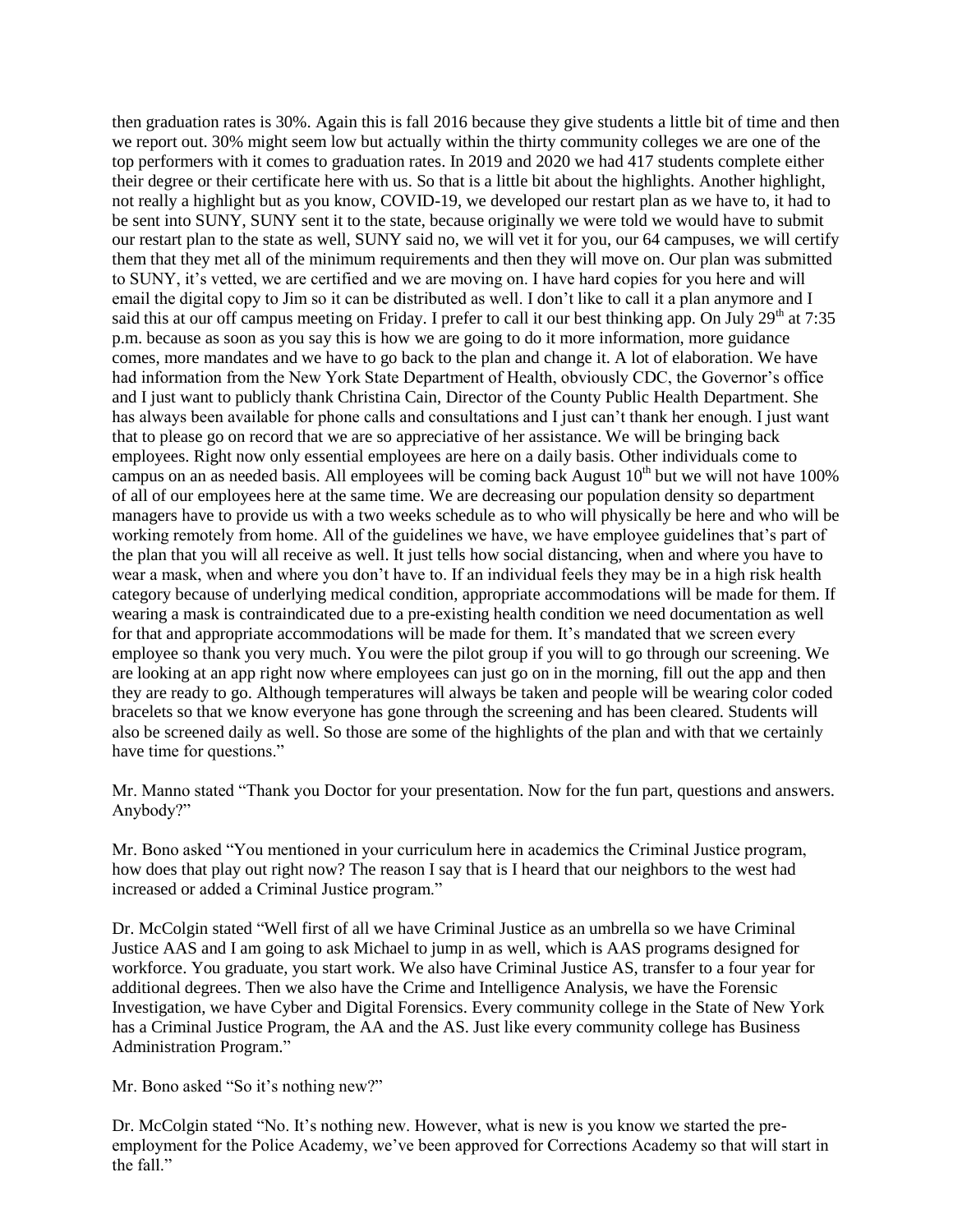then graduation rates is 30%. Again this is fall 2016 because they give students a little bit of time and then we report out. 30% might seem low but actually within the thirty community colleges we are one of the top performers with it comes to graduation rates. In 2019 and 2020 we had 417 students complete either their degree or their certificate here with us. So that is a little bit about the highlights. Another highlight, not really a highlight but as you know, COVID-19, we developed our restart plan as we have to, it had to be sent into SUNY, SUNY sent it to the state, because originally we were told we would have to submit our restart plan to the state as well, SUNY said no, we will vet it for you, our 64 campuses, we will certify them that they met all of the minimum requirements and then they will move on. Our plan was submitted to SUNY, it's vetted, we are certified and we are moving on. I have hard copies for you here and will email the digital copy to Jim so it can be distributed as well. I don't like to call it a plan anymore and I said this at our off campus meeting on Friday. I prefer to call it our best thinking app. On July 29th at 7:35 p.m. because as soon as you say this is how we are going to do it more information, more guidance comes, more mandates and we have to go back to the plan and change it. A lot of elaboration. We have had information from the New York State Department of Health, obviously CDC, the Governor's office and I just want to publicly thank Christina Cain, Director of the County Public Health Department. She has always been available for phone calls and consultations and I just can't thank her enough. I just want that to please go on record that we are so appreciative of her assistance. We will be bringing back employees. Right now only essential employees are here on a daily basis. Other individuals come to campus on an as needed basis. All employees will be coming back August 10th but we will not have 100% of all of our employees here at the same time. We are decreasing our population density so department managers have to provide us with a two weeks schedule as to who will physically be here and who will be working remotely from home. All of the guidelines we have, we have employee guidelines that's part of the plan that you will all receive as well. It just tells how social distancing, when and where you have to wear a mask, when and where you don't have to. If an individual feels they may be in a high risk health category because of underlying medical condition, appropriate accommodations will be made for them. If wearing a mask is contraindicated due to a pre-existing health condition we need documentation as well for that and appropriate accommodations will be made for them. It's mandated that we screen every employee so thank you very much. You were the pilot group if you will to go through our screening. We are looking at an app right now where employees can just go on in the morning, fill out the app and then they are ready to go. Although temperatures will always be taken and people will be wearing color coded bracelets so that we know everyone has gone through the screening and has been cleared. Students will also be screened daily as well. So those are some of the highlights of the plan and with that we certainly have time for questions."

Mr. Manno stated "Thank you Doctor for your presentation. Now for the fun part, questions and answers. Anybody?"

Mr. Bono asked "You mentioned in your curriculum here in academics the Criminal Justice program, how does that play out right now? The reason I say that is I heard that our neighbors to the west had increased or added a Criminal Justice program."

Dr. McColgin stated "Well first of all we have Criminal Justice as an umbrella so we have Criminal Justice AAS and I am going to ask Michael to jump in as well, which is AAS programs designed for workforce. You graduate, you start work. We also have Criminal Justice AS, transfer to a four year for additional degrees. Then we also have the Crime and Intelligence Analysis, we have the Forensic Investigation, we have Cyber and Digital Forensics. Every community college in the State of New York has a Criminal Justice Program, the AA and the AS. Just like every community college has Business Administration Program."

Mr. Bono asked "So it's nothing new?"

Dr. McColgin stated "No. It's nothing new. However, what is new is you know we started the pre-employment for the Police Academy, we've been approved for Corrections Academy so that will start in the fall."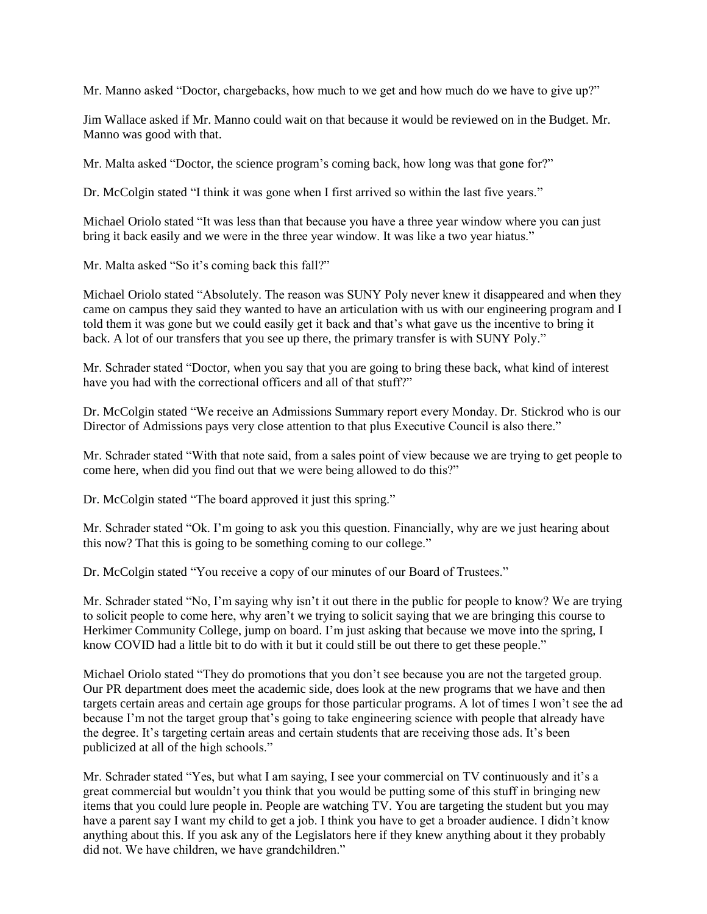Mr. Manno asked "Doctor, chargebacks, how much to we get and how much do we have to give up?"

Jim Wallace asked if Mr. Manno could wait on that because it would be reviewed on in the Budget. Mr. Manno was good with that.

Mr. Malta asked "Doctor, the science program's coming back, how long was that gone for?"

Dr. McColgin stated "I think it was gone when I first arrived so within the last five years."

Michael Oriolo stated "It was less than that because you have a three year window where you can just bring it back easily and we were in the three year window. It was like a two year hiatus."

Mr. Malta asked "So it's coming back this fall?"

Michael Oriolo stated "Absolutely. The reason was SUNY Poly never knew it disappeared and when they came on campus they said they wanted to have an articulation with us with our engineering program and I told them it was gone but we could easily get it back and that's what gave us the incentive to bring it back. A lot of our transfers that you see up there, the primary transfer is with SUNY Poly."

Mr. Schrader stated "Doctor, when you say that you are going to bring these back, what kind of interest have you had with the correctional officers and all of that stuff?"

Dr. McColgin stated "We receive an Admissions Summary report every Monday. Dr. Stickrod who is our Director of Admissions pays very close attention to that plus Executive Council is also there."

Mr. Schrader stated "With that note said, from a sales point of view because we are trying to get people to come here, when did you find out that we were being allowed to do this?"

Dr. McColgin stated "The board approved it just this spring."

Mr. Schrader stated "Ok. I'm going to ask you this question. Financially, why are we just hearing about this now? That this is going to be something coming to our college."

Dr. McColgin stated "You receive a copy of our minutes of our Board of Trustees."

Mr. Schrader stated "No, I'm saying why isn't it out there in the public for people to know? We are trying to solicit people to come here, why aren't we trying to solicit saying that we are bringing this course to Herkimer Community College, jump on board. I'm just asking that because we move into the spring, I know COVID had a little bit to do with it but it could still be out there to get these people."

Michael Oriolo stated "They do promotions that you don't see because you are not the targeted group. Our PR department does meet the academic side, does look at the new programs that we have and then targets certain areas and certain age groups for those particular programs. A lot of times I won't see the ad because I'm not the target group that's going to take engineering science with people that already have the degree. It's targeting certain areas and certain students that are receiving those ads. It's been publicized at all of the high schools."

Mr. Schrader stated "Yes, but what I am saying, I see your commercial on TV continuously and it's a great commercial but wouldn't you think that you would be putting some of this stuff in bringing new items that you could lure people in. People are watching TV. You are targeting the student but you may have a parent say I want my child to get a job. I think you have to get a broader audience. I didn't know anything about this. If you ask any of the Legislators here if they knew anything about it they probably did not. We have children, we have grandchildren."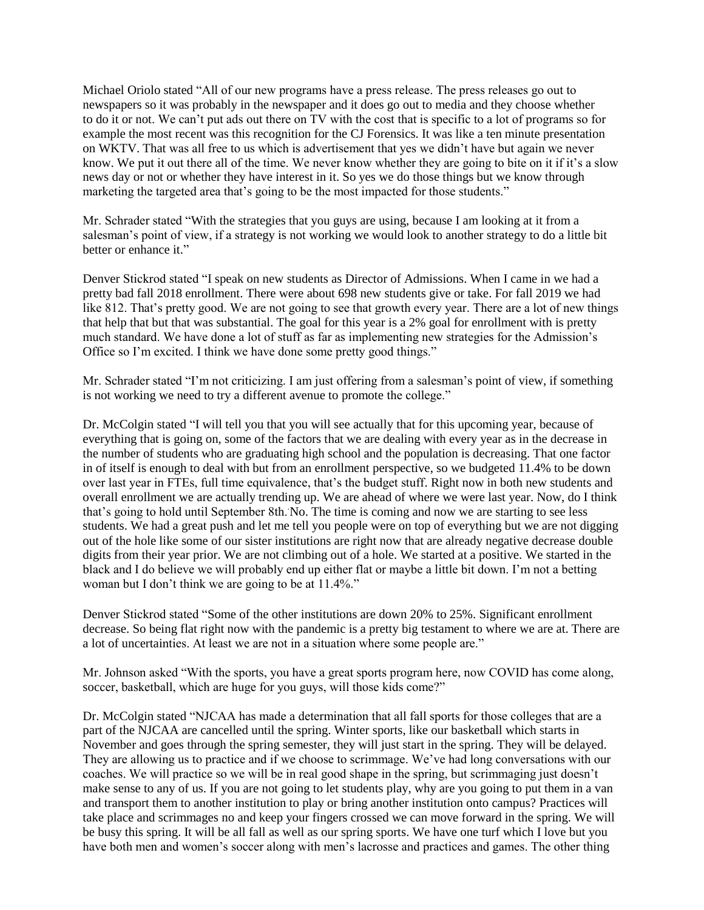Michael Oriolo stated "All of our new programs have a press release. The press releases go out to newspapers so it was probably in the newspaper and it does go out to media and they choose whether to do it or not. We can't put ads out there on TV with the cost that is specific to a lot of programs so for example the most recent was this recognition for the CJ Forensics. It was like a ten minute presentation on WKTV. That was all free to us which is advertisement that yes we didn't have but again we never know. We put it out there all of the time. We never know whether they are going to bite on it if it's a slow news day or not or whether they have interest in it. So yes we do those things but we know through marketing the targeted area that's going to be the most impacted for those students."

Mr. Schrader stated "With the strategies that you guys are using, because I am looking at it from a salesman's point of view, if a strategy is not working we would look to another strategy to do a little bit better or enhance it."

Denver Stickrod stated "I speak on new students as Director of Admissions. When I came in we had a pretty bad fall 2018 enrollment. There were about 698 new students give or take. For fall 2019 we had like 812. That's pretty good. We are not going to see that growth every year. There are a lot of new things that help that but that was substantial. The goal for this year is a 2% goal for enrollment with is pretty much standard. We have done a lot of stuff as far as implementing new strategies for the Admission's Office so I'm excited. I think we have done some pretty good things."

Mr. Schrader stated "I'm not criticizing. I am just offering from a salesman's point of view, if something is not working we need to try a different avenue to promote the college."

Dr. McColgin stated "I will tell you that you will see actually that for this upcoming year, because of everything that is going on, some of the factors that we are dealing with every year as in the decrease in the number of students who are graduating high school and the population is decreasing. That one factor in of itself is enough to deal with but from an enrollment perspective, so we budgeted 11.4% to be down over last year in FTEs, full time equivalence, that's the budget stuff. Right now in both new students and overall enrollment we are actually trending up. We are ahead of where we were last year. Now, do I think that's going to hold until September 8th. No. The time is coming and now we are starting to see less students. We had a great push and let me tell you people were on top of everything but we are not digging out of the hole like some of our sister institutions are right now that are already negative decrease double digits from their year prior. We are not climbing out of a hole. We started at a positive. We started in the black and I do believe we will probably end up either flat or maybe a little bit down. I'm not a betting woman but I don't think we are going to be at 11.4%."

Denver Stickrod stated "Some of the other institutions are down 20% to 25%. Significant enrollment decrease. So being flat right now with the pandemic is a pretty big testament to where we are at. There are a lot of uncertainties. At least we are not in a situation where some people are."

Mr. Johnson asked "With the sports, you have a great sports program here, now COVID has come along, soccer, basketball, which are huge for you guys, will those kids come?"

Dr. McColgin stated "NJCAA has made a determination that all fall sports for those colleges that are a part of the NJCAA are cancelled until the spring. Winter sports, like our basketball which starts in November and goes through the spring semester, they will just start in the spring. They will be delayed. They are allowing us to practice and if we choose to scrimmage. We've had long conversations with our coaches. We will practice so we will be in real good shape in the spring, but scrimmaging just doesn't make sense to any of us. If you are not going to let students play, why are you going to put them in a van and transport them to another institution to play or bring another institution onto campus? Practices will take place and scrimmages no and keep your fingers crossed we can move forward in the spring. We will be busy this spring. It will be all fall as well as our spring sports. We have one turf which I love but you have both men and women's soccer along with men's lacrosse and practices and games. The other thing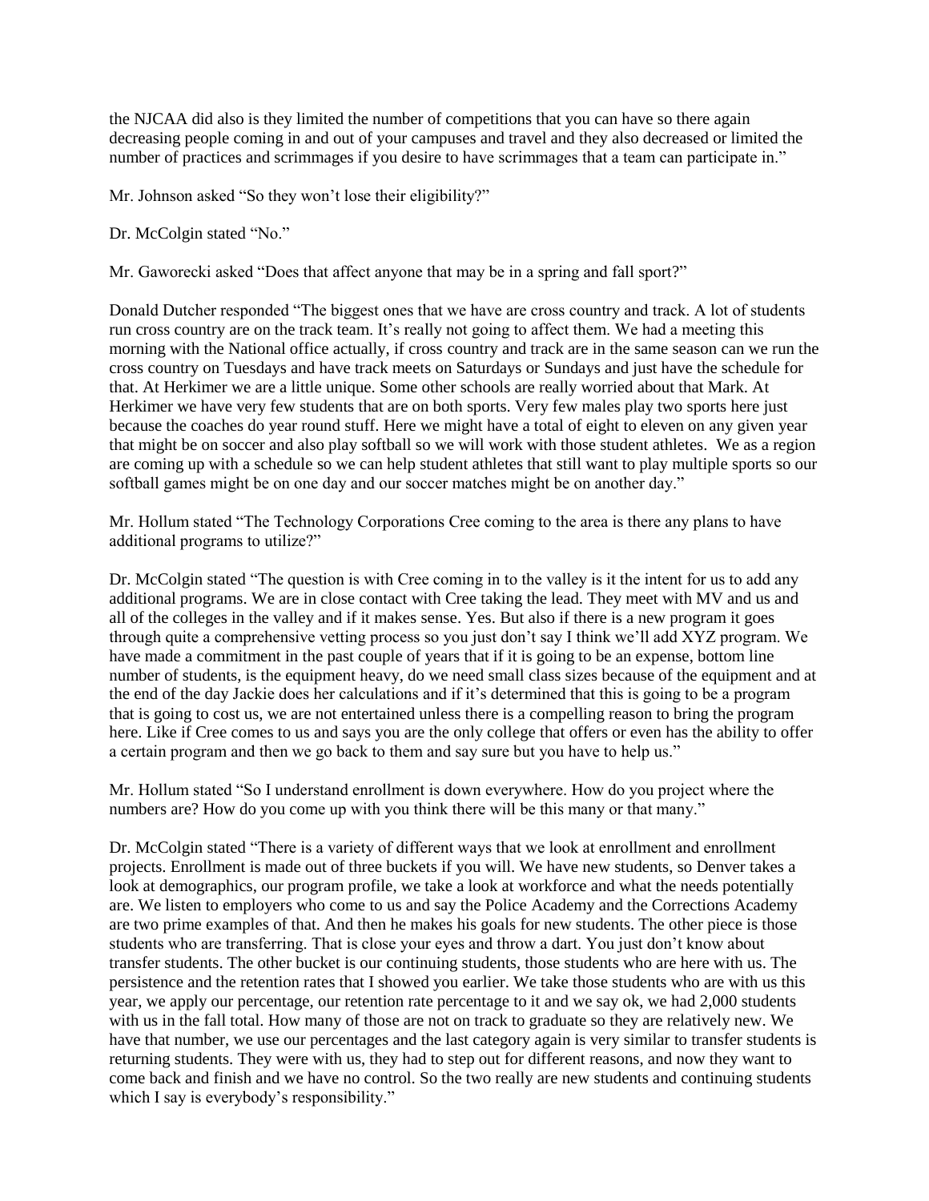the NJCAA did also is they limited the number of competitions that you can have so there again decreasing people coming in and out of your campuses and travel and they also decreased or limited the number of practices and scrimmages if you desire to have scrimmages that a team can participate in."

Mr. Johnson asked "So they won't lose their eligibility?"

Dr. McColgin stated "No."

Mr. Gaworecki asked "Does that affect anyone that may be in a spring and fall sport?"

Donald Dutcher responded "The biggest ones that we have are cross country and track. A lot of students run cross country are on the track team. It's really not going to affect them. We had a meeting this morning with the National office actually, if cross country and track are in the same season can we run the cross country on Tuesdays and have track meets on Saturdays or Sundays and just have the schedule for that. At Herkimer we are a little unique. Some other schools are really worried about that Mark. At Herkimer we have very few students that are on both sports. Very few males play two sports here just because the coaches do year round stuff. Here we might have a total of eight to eleven on any given year that might be on soccer and also play softball so we will work with those student athletes. We as a region are coming up with a schedule so we can help student athletes that still want to play multiple sports so our softball games might be on one day and our soccer matches might be on another day."

Mr. Hollum stated "The Technology Corporations Cree coming to the area is there any plans to have additional programs to utilize?"

Dr. McColgin stated "The question is with Cree coming in to the valley is it the intent for us to add any additional programs. We are in close contact with Cree taking the lead. They meet with MV and us and all of the colleges in the valley and if it makes sense. Yes. But also if there is a new program it goes through quite a comprehensive vetting process so you just don't say I think we'll add XYZ program. We have made a commitment in the past couple of years that if it is going to be an expense, bottom line number of students, is the equipment heavy, do we need small class sizes because of the equipment and at the end of the day Jackie does her calculations and if it's determined that this is going to be a program that is going to cost us, we are not entertained unless there is a compelling reason to bring the program here. Like if Cree comes to us and says you are the only college that offers or even has the ability to offer a certain program and then we go back to them and say sure but you have to help us."

Mr. Hollum stated "So I understand enrollment is down everywhere. How do you project where the numbers are? How do you come up with you think there will be this many or that many."

Dr. McColgin stated "There is a variety of different ways that we look at enrollment and enrollment projects. Enrollment is made out of three buckets if you will. We have new students, so Denver takes a look at demographics, our program profile, we take a look at workforce and what the needs potentially are. We listen to employers who come to us and say the Police Academy and the Corrections Academy are two prime examples of that. And then he makes his goals for new students. The other piece is those students who are transferring. That is close your eyes and throw a dart. You just don't know about transfer students. The other bucket is our continuing students, those students who are here with us. The persistence and the retention rates that I showed you earlier. We take those students who are with us this year, we apply our percentage, our retention rate percentage to it and we say ok, we had 2,000 students with us in the fall total. How many of those are not on track to graduate so they are relatively new. We have that number, we use our percentages and the last category again is very similar to transfer students is returning students. They were with us, they had to step out for different reasons, and now they want to come back and finish and we have no control. So the two really are new students and continuing students which I say is everybody's responsibility."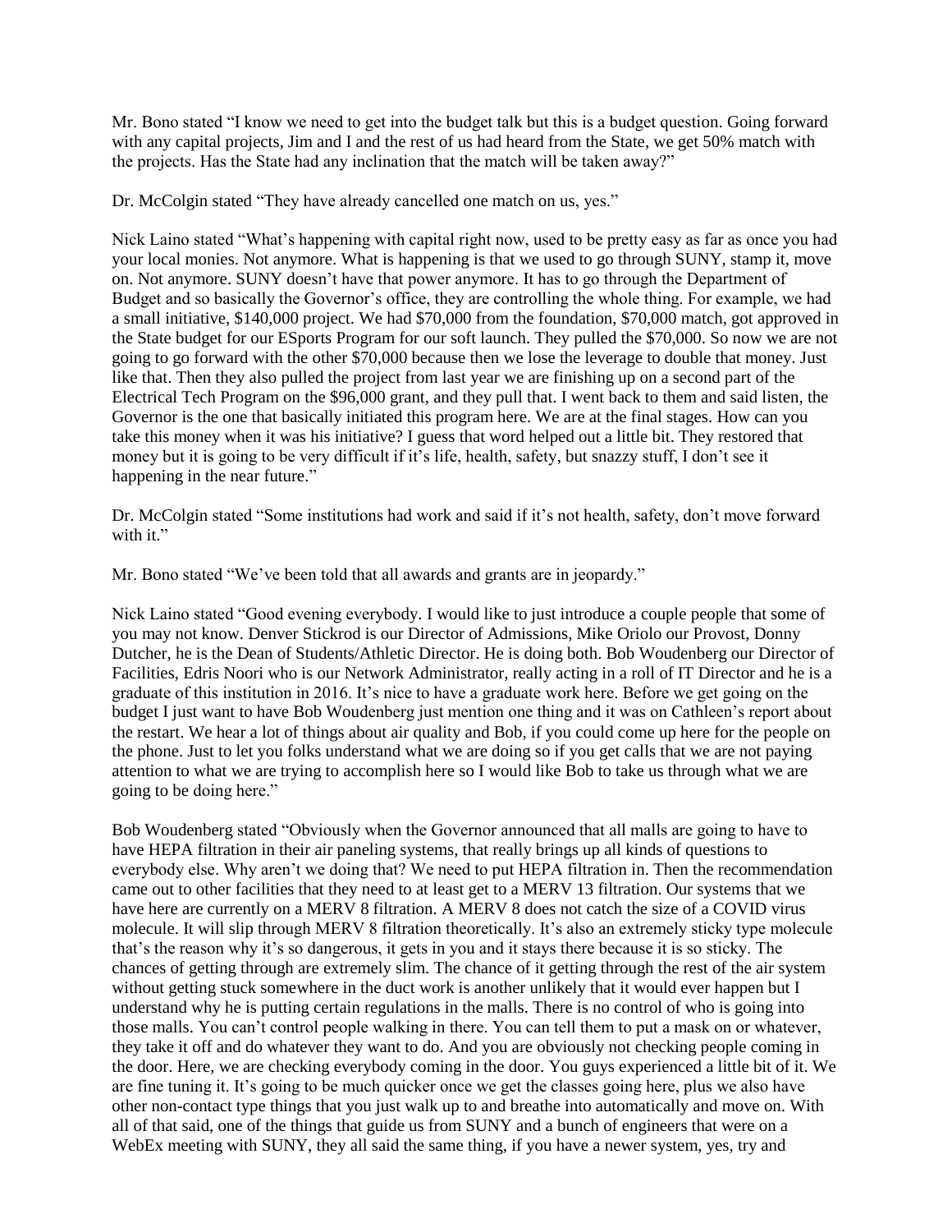Mr. Bono stated "I know we need to get into the budget talk but this is a budget question. Going forward with any capital projects, Jim and I and the rest of us had heard from the State, we get 50% match with the projects. Has the State had any inclination that the match will be taken away?"

Dr. McColgin stated "They have already cancelled one match on us, yes."

Nick Laino stated "What's happening with capital right now, used to be pretty easy as far as once you had your local monies. Not anymore. What is happening is that we used to go through SUNY, stamp it, move on. Not anymore. SUNY doesn't have that power anymore. It has to go through the Department of Budget and so basically the Governor's office, they are controlling the whole thing. For example, we had a small initiative, $140,000 project. We had $70,000 from the foundation, $70,000 match, got approved in the State budget for our ESports Program for our soft launch. They pulled the $70,000. So now we are not going to go forward with the other $70,000 because then we lose the leverage to double that money. Just like that. Then they also pulled the project from last year we are finishing up on a second part of the Electrical Tech Program on the $96,000 grant, and they pull that. I went back to them and said listen, the Governor is the one that basically initiated this program here. We are at the final stages. How can you take this money when it was his initiative? I guess that word helped out a little bit. They restored that money but it is going to be very difficult if it's life, health, safety, but snazzy stuff, I don't see it happening in the near future."

Dr. McColgin stated "Some institutions had work and said if it's not health, safety, don't move forward with it."

Mr. Bono stated "We've been told that all awards and grants are in jeopardy."

Nick Laino stated "Good evening everybody. I would like to just introduce a couple people that some of you may not know. Denver Stickrod is our Director of Admissions, Mike Oriolo our Provost, Donny Dutcher, he is the Dean of Students/Athletic Director. He is doing both. Bob Woudenberg our Director of Facilities, Edris Noori who is our Network Administrator, really acting in a roll of IT Director and he is a graduate of this institution in 2016. It's nice to have a graduate work here. Before we get going on the budget I just want to have Bob Woudenberg just mention one thing and it was on Cathleen's report about the restart. We hear a lot of things about air quality and Bob, if you could come up here for the people on the phone. Just to let you folks understand what we are doing so if you get calls that we are not paying attention to what we are trying to accomplish here so I would like Bob to take us through what we are going to be doing here."

Bob Woudenberg stated "Obviously when the Governor announced that all malls are going to have to have HEPA filtration in their air paneling systems, that really brings up all kinds of questions to everybody else. Why aren't we doing that? We need to put HEPA filtration in. Then the recommendation came out to other facilities that they need to at least get to a MERV 13 filtration. Our systems that we have here are currently on a MERV 8 filtration. A MERV 8 does not catch the size of a COVID virus molecule. It will slip through MERV 8 filtration theoretically. It's also an extremely sticky type molecule that's the reason why it's so dangerous, it gets in you and it stays there because it is so sticky. The chances of getting through are extremely slim. The chance of it getting through the rest of the air system without getting stuck somewhere in the duct work is another unlikely that it would ever happen but I understand why he is putting certain regulations in the malls. There is no control of who is going into those malls. You can't control people walking in there. You can tell them to put a mask on or whatever, they take it off and do whatever they want to do. And you are obviously not checking people coming in the door. Here, we are checking everybody coming in the door. You guys experienced a little bit of it. We are fine tuning it. It's going to be much quicker once we get the classes going here, plus we also have other non-contact type things that you just walk up to and breathe into automatically and move on. With all of that said, one of the things that guide us from SUNY and a bunch of engineers that were on a WebEx meeting with SUNY, they all said the same thing, if you have a newer system, yes, try and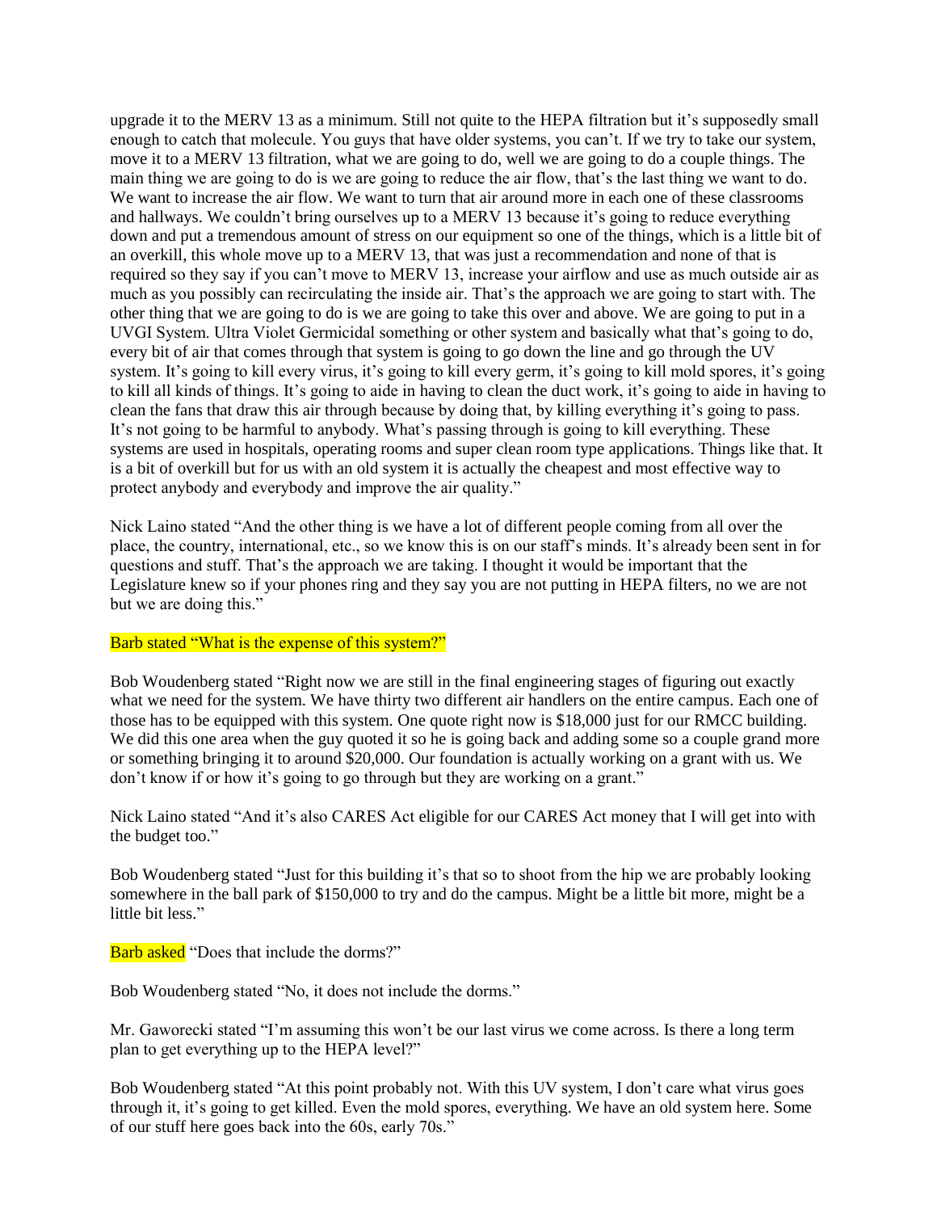upgrade it to the MERV 13 as a minimum. Still not quite to the HEPA filtration but it's supposedly small enough to catch that molecule. You guys that have older systems, you can't. If we try to take our system, move it to a MERV 13 filtration, what we are going to do, well we are going to do a couple things. The main thing we are going to do is we are going to reduce the air flow, that's the last thing we want to do. We want to increase the air flow. We want to turn that air around more in each one of these classrooms and hallways. We couldn't bring ourselves up to a MERV 13 because it's going to reduce everything down and put a tremendous amount of stress on our equipment so one of the things, which is a little bit of an overkill, this whole move up to a MERV 13, that was just a recommendation and none of that is required so they say if you can't move to MERV 13, increase your airflow and use as much outside air as much as you possibly can recirculating the inside air. That's the approach we are going to start with. The other thing that we are going to do is we are going to take this over and above. We are going to put in a UVGI System. Ultra Violet Germicidal something or other system and basically what that's going to do, every bit of air that comes through that system is going to go down the line and go through the UV system. It's going to kill every virus, it's going to kill every germ, it's going to kill mold spores, it's going to kill all kinds of things. It's going to aide in having to clean the duct work, it's going to aide in having to clean the fans that draw this air through because by doing that, by killing everything it's going to pass. It's not going to be harmful to anybody. What's passing through is going to kill everything. These systems are used in hospitals, operating rooms and super clean room type applications. Things like that. It is a bit of overkill but for us with an old system it is actually the cheapest and most effective way to protect anybody and everybody and improve the air quality."

Nick Laino stated "And the other thing is we have a lot of different people coming from all over the place, the country, international, etc., so we know this is on our staff's minds. It's already been sent in for questions and stuff. That's the approach we are taking. I thought it would be important that the Legislature knew so if your phones ring and they say you are not putting in HEPA filters, no we are not but we are doing this."

Barb stated "What is the expense of this system?"

Bob Woudenberg stated "Right now we are still in the final engineering stages of figuring out exactly what we need for the system. We have thirty two different air handlers on the entire campus. Each one of those has to be equipped with this system. One quote right now is $18,000 just for our RMCC building. We did this one area when the guy quoted it so he is going back and adding some so a couple grand more or something bringing it to around $20,000. Our foundation is actually working on a grant with us. We don't know if or how it's going to go through but they are working on a grant."

Nick Laino stated "And it's also CARES Act eligible for our CARES Act money that I will get into with the budget too."

Bob Woudenberg stated "Just for this building it's that so to shoot from the hip we are probably looking somewhere in the ball park of $150,000 to try and do the campus. Might be a little bit more, might be a little bit less."

Barb asked "Does that include the dorms?"

Bob Woudenberg stated "No, it does not include the dorms."

Mr. Gaworecki stated "I'm assuming this won't be our last virus we come across. Is there a long term plan to get everything up to the HEPA level?"

Bob Woudenberg stated "At this point probably not. With this UV system, I don't care what virus goes through it, it's going to get killed. Even the mold spores, everything. We have an old system here. Some of our stuff here goes back into the 60s, early 70s."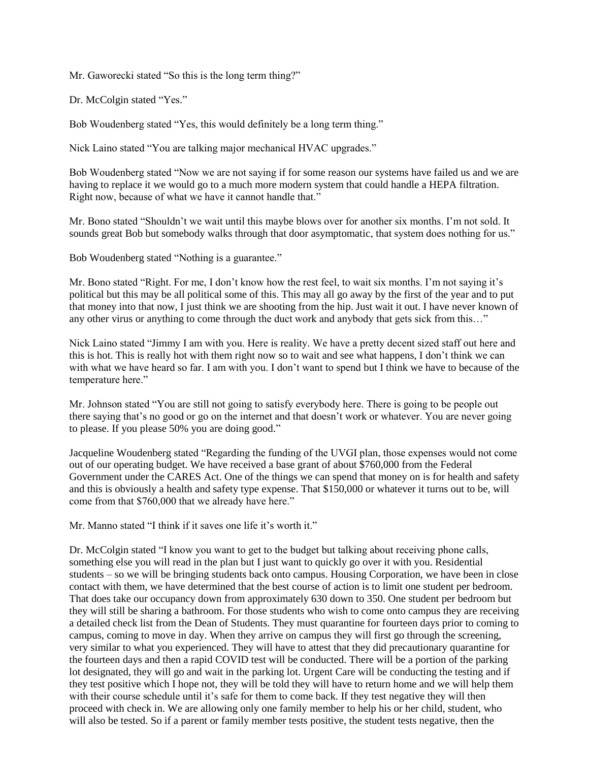Mr. Gaworecki stated "So this is the long term thing?"

Dr. McColgin stated "Yes."

Bob Woudenberg stated "Yes, this would definitely be a long term thing."

Nick Laino stated "You are talking major mechanical HVAC upgrades."

Bob Woudenberg stated "Now we are not saying if for some reason our systems have failed us and we are having to replace it we would go to a much more modern system that could handle a HEPA filtration. Right now, because of what we have it cannot handle that."

Mr. Bono stated "Shouldn't we wait until this maybe blows over for another six months. I'm not sold. It sounds great Bob but somebody walks through that door asymptomatic, that system does nothing for us."

Bob Woudenberg stated "Nothing is a guarantee."

Mr. Bono stated "Right. For me, I don't know how the rest feel, to wait six months. I'm not saying it's political but this may be all political some of this. This may all go away by the first of the year and to put that money into that now, I just think we are shooting from the hip. Just wait it out. I have never known of any other virus or anything to come through the duct work and anybody that gets sick from this…"

Nick Laino stated "Jimmy I am with you. Here is reality. We have a pretty decent sized staff out here and this is hot. This is really hot with them right now so to wait and see what happens, I don't think we can with what we have heard so far. I am with you. I don't want to spend but I think we have to because of the temperature here."

Mr. Johnson stated "You are still not going to satisfy everybody here. There is going to be people out there saying that's no good or go on the internet and that doesn't work or whatever. You are never going to please. If you please 50% you are doing good."

Jacqueline Woudenberg stated "Regarding the funding of the UVGI plan, those expenses would not come out of our operating budget. We have received a base grant of about $760,000 from the Federal Government under the CARES Act. One of the things we can spend that money on is for health and safety and this is obviously a health and safety type expense. That $150,000 or whatever it turns out to be, will come from that $760,000 that we already have here."

Mr. Manno stated "I think if it saves one life it's worth it."

Dr. McColgin stated "I know you want to get to the budget but talking about receiving phone calls, something else you will read in the plan but I just want to quickly go over it with you. Residential students – so we will be bringing students back onto campus. Housing Corporation, we have been in close contact with them, we have determined that the best course of action is to limit one student per bedroom. That does take our occupancy down from approximately 630 down to 350. One student per bedroom but they will still be sharing a bathroom. For those students who wish to come onto campus they are receiving a detailed check list from the Dean of Students. They must quarantine for fourteen days prior to coming to campus, coming to move in day. When they arrive on campus they will first go through the screening, very similar to what you experienced. They will have to attest that they did precautionary quarantine for the fourteen days and then a rapid COVID test will be conducted. There will be a portion of the parking lot designated, they will go and wait in the parking lot. Urgent Care will be conducting the testing and if they test positive which I hope not, they will be told they will have to return home and we will help them with their course schedule until it's safe for them to come back. If they test negative they will then proceed with check in. We are allowing only one family member to help his or her child, student, who will also be tested. So if a parent or family member tests positive, the student tests negative, then the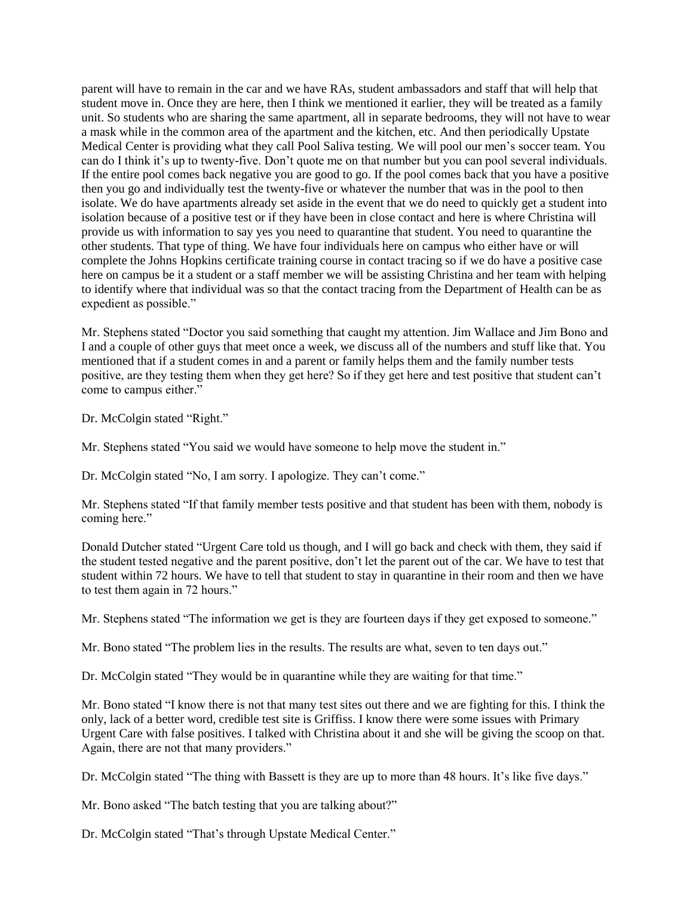parent will have to remain in the car and we have RAs, student ambassadors and staff that will help that student move in. Once they are here, then I think we mentioned it earlier, they will be treated as a family unit. So students who are sharing the same apartment, all in separate bedrooms, they will not have to wear a mask while in the common area of the apartment and the kitchen, etc. And then periodically Upstate Medical Center is providing what they call Pool Saliva testing. We will pool our men's soccer team. You can do I think it's up to twenty-five. Don't quote me on that number but you can pool several individuals. If the entire pool comes back negative you are good to go. If the pool comes back that you have a positive then you go and individually test the twenty-five or whatever the number that was in the pool to then isolate. We do have apartments already set aside in the event that we do need to quickly get a student into isolation because of a positive test or if they have been in close contact and here is where Christina will provide us with information to say yes you need to quarantine that student. You need to quarantine the other students. That type of thing. We have four individuals here on campus who either have or will complete the Johns Hopkins certificate training course in contact tracing so if we do have a positive case here on campus be it a student or a staff member we will be assisting Christina and her team with helping to identify where that individual was so that the contact tracing from the Department of Health can be as expedient as possible."

Mr. Stephens stated "Doctor you said something that caught my attention. Jim Wallace and Jim Bono and I and a couple of other guys that meet once a week, we discuss all of the numbers and stuff like that. You mentioned that if a student comes in and a parent or family helps them and the family number tests positive, are they testing them when they get here? So if they get here and test positive that student can't come to campus either."

Dr. McColgin stated "Right."

Mr. Stephens stated "You said we would have someone to help move the student in."

Dr. McColgin stated "No, I am sorry. I apologize. They can't come."

Mr. Stephens stated "If that family member tests positive and that student has been with them, nobody is coming here."

Donald Dutcher stated "Urgent Care told us though, and I will go back and check with them, they said if the student tested negative and the parent positive, don't let the parent out of the car. We have to test that student within 72 hours. We have to tell that student to stay in quarantine in their room and then we have to test them again in 72 hours."

Mr. Stephens stated "The information we get is they are fourteen days if they get exposed to someone."

Mr. Bono stated "The problem lies in the results. The results are what, seven to ten days out."

Dr. McColgin stated "They would be in quarantine while they are waiting for that time."

Mr. Bono stated "I know there is not that many test sites out there and we are fighting for this. I think the only, lack of a better word, credible test site is Griffiss. I know there were some issues with Primary Urgent Care with false positives. I talked with Christina about it and she will be giving the scoop on that. Again, there are not that many providers."

Dr. McColgin stated "The thing with Bassett is they are up to more than 48 hours. It's like five days."

Mr. Bono asked "The batch testing that you are talking about?"

Dr. McColgin stated "That's through Upstate Medical Center."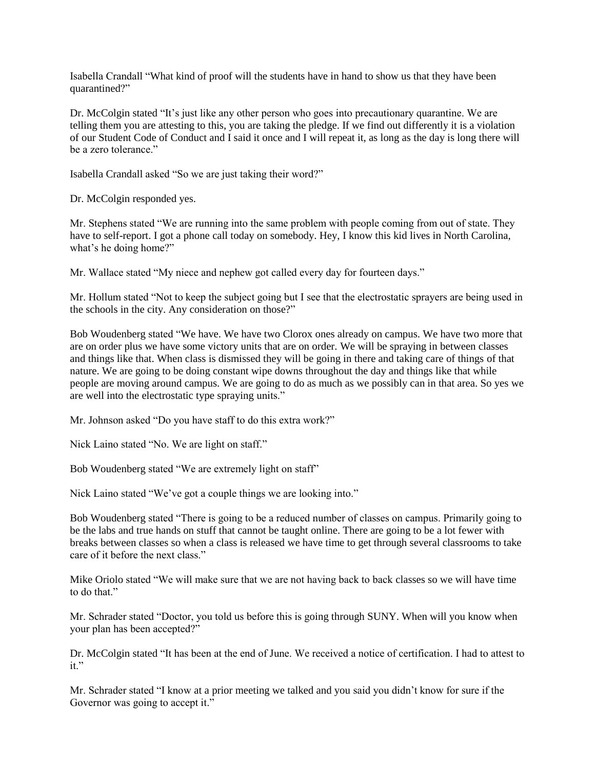Isabella Crandall "What kind of proof will the students have in hand to show us that they have been quarantined?"

Dr. McColgin stated "It's just like any other person who goes into precautionary quarantine. We are telling them you are attesting to this, you are taking the pledge. If we find out differently it is a violation of our Student Code of Conduct and I said it once and I will repeat it, as long as the day is long there will be a zero tolerance."

Isabella Crandall asked "So we are just taking their word?"

Dr. McColgin responded yes.

Mr. Stephens stated "We are running into the same problem with people coming from out of state. They have to self-report. I got a phone call today on somebody. Hey, I know this kid lives in North Carolina, what's he doing home?"

Mr. Wallace stated "My niece and nephew got called every day for fourteen days."

Mr. Hollum stated "Not to keep the subject going but I see that the electrostatic sprayers are being used in the schools in the city. Any consideration on those?"

Bob Woudenberg stated "We have. We have two Clorox ones already on campus. We have two more that are on order plus we have some victory units that are on order. We will be spraying in between classes and things like that. When class is dismissed they will be going in there and taking care of things of that nature. We are going to be doing constant wipe downs throughout the day and things like that while people are moving around campus. We are going to do as much as we possibly can in that area. So yes we are well into the electrostatic type spraying units."

Mr. Johnson asked "Do you have staff to do this extra work?"

Nick Laino stated "No. We are light on staff."

Bob Woudenberg stated "We are extremely light on staff"

Nick Laino stated "We've got a couple things we are looking into."

Bob Woudenberg stated "There is going to be a reduced number of classes on campus. Primarily going to be the labs and true hands on stuff that cannot be taught online. There are going to be a lot fewer with breaks between classes so when a class is released we have time to get through several classrooms to take care of it before the next class."

Mike Oriolo stated "We will make sure that we are not having back to back classes so we will have time to do that."

Mr. Schrader stated "Doctor, you told us before this is going through SUNY. When will you know when your plan has been accepted?"

Dr. McColgin stated "It has been at the end of June. We received a notice of certification. I had to attest to it."

Mr. Schrader stated "I know at a prior meeting we talked and you said you didn't know for sure if the Governor was going to accept it."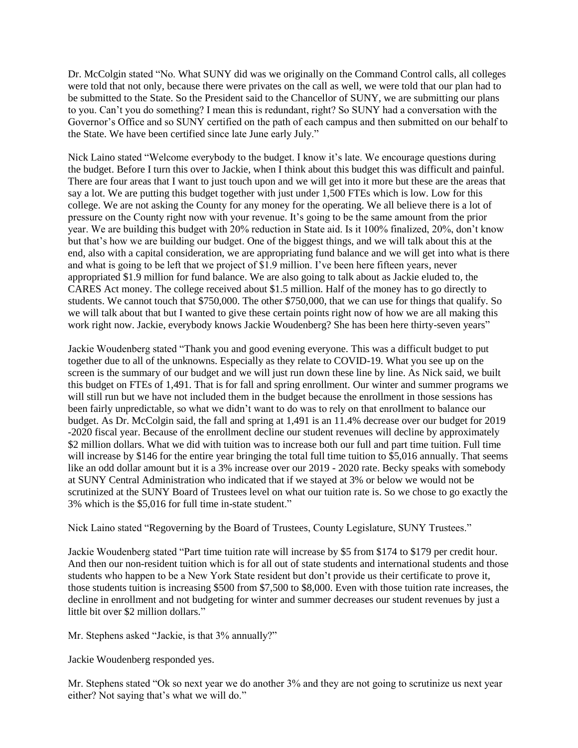Dr. McColgin stated "No. What SUNY did was we originally on the Command Control calls, all colleges were told that not only, because there were privates on the call as well, we were told that our plan had to be submitted to the State. So the President said to the Chancellor of SUNY, we are submitting our plans to you. Can't you do something? I mean this is redundant, right? So SUNY had a conversation with the Governor's Office and so SUNY certified on the path of each campus and then submitted on our behalf to the State. We have been certified since late June early July."

Nick Laino stated "Welcome everybody to the budget. I know it's late. We encourage questions during the budget. Before I turn this over to Jackie, when I think about this budget this was difficult and painful. There are four areas that I want to just touch upon and we will get into it more but these are the areas that say a lot. We are putting this budget together with just under 1,500 FTEs which is low. Low for this college. We are not asking the County for any money for the operating. We all believe there is a lot of pressure on the County right now with your revenue. It's going to be the same amount from the prior year. We are building this budget with 20% reduction in State aid. Is it 100% finalized, 20%, don't know but that's how we are building our budget. One of the biggest things, and we will talk about this at the end, also with a capital consideration, we are appropriating fund balance and we will get into what is there and what is going to be left that we project of $1.9 million. I've been here fifteen years, never appropriated $1.9 million for fund balance. We are also going to talk about as Jackie eluded to, the CARES Act money. The college received about $1.5 million. Half of the money has to go directly to students. We cannot touch that $750,000. The other $750,000, that we can use for things that qualify. So we will talk about that but I wanted to give these certain points right now of how we are all making this work right now. Jackie, everybody knows Jackie Woudenberg? She has been here thirty-seven years"

Jackie Woudenberg stated "Thank you and good evening everyone. This was a difficult budget to put together due to all of the unknowns. Especially as they relate to COVID-19. What you see up on the screen is the summary of our budget and we will just run down these line by line. As Nick said, we built this budget on FTEs of 1,491. That is for fall and spring enrollment. Our winter and summer programs we will still run but we have not included them in the budget because the enrollment in those sessions has been fairly unpredictable, so what we didn't want to do was to rely on that enrollment to balance our budget. As Dr. McColgin said, the fall and spring at 1,491 is an 11.4% decrease over our budget for 2019 -2020 fiscal year. Because of the enrollment decline our student revenues will decline by approximately $2 million dollars. What we did with tuition was to increase both our full and part time tuition. Full time will increase by $146 for the entire year bringing the total full time tuition to $5,016 annually. That seems like an odd dollar amount but it is a 3% increase over our 2019 - 2020 rate. Becky speaks with somebody at SUNY Central Administration who indicated that if we stayed at 3% or below we would not be scrutinized at the SUNY Board of Trustees level on what our tuition rate is. So we chose to go exactly the 3% which is the $5,016 for full time in-state student."

Nick Laino stated "Regoverning by the Board of Trustees, County Legislature, SUNY Trustees."

Jackie Woudenberg stated "Part time tuition rate will increase by $5 from $174 to $179 per credit hour. And then our non-resident tuition which is for all out of state students and international students and those students who happen to be a New York State resident but don't provide us their certificate to prove it, those students tuition is increasing $500 from $7,500 to $8,000. Even with those tuition rate increases, the decline in enrollment and not budgeting for winter and summer decreases our student revenues by just a little bit over $2 million dollars."

Mr. Stephens asked "Jackie, is that 3% annually?"

Jackie Woudenberg responded yes.

Mr. Stephens stated "Ok so next year we do another 3% and they are not going to scrutinize us next year either? Not saying that's what we will do."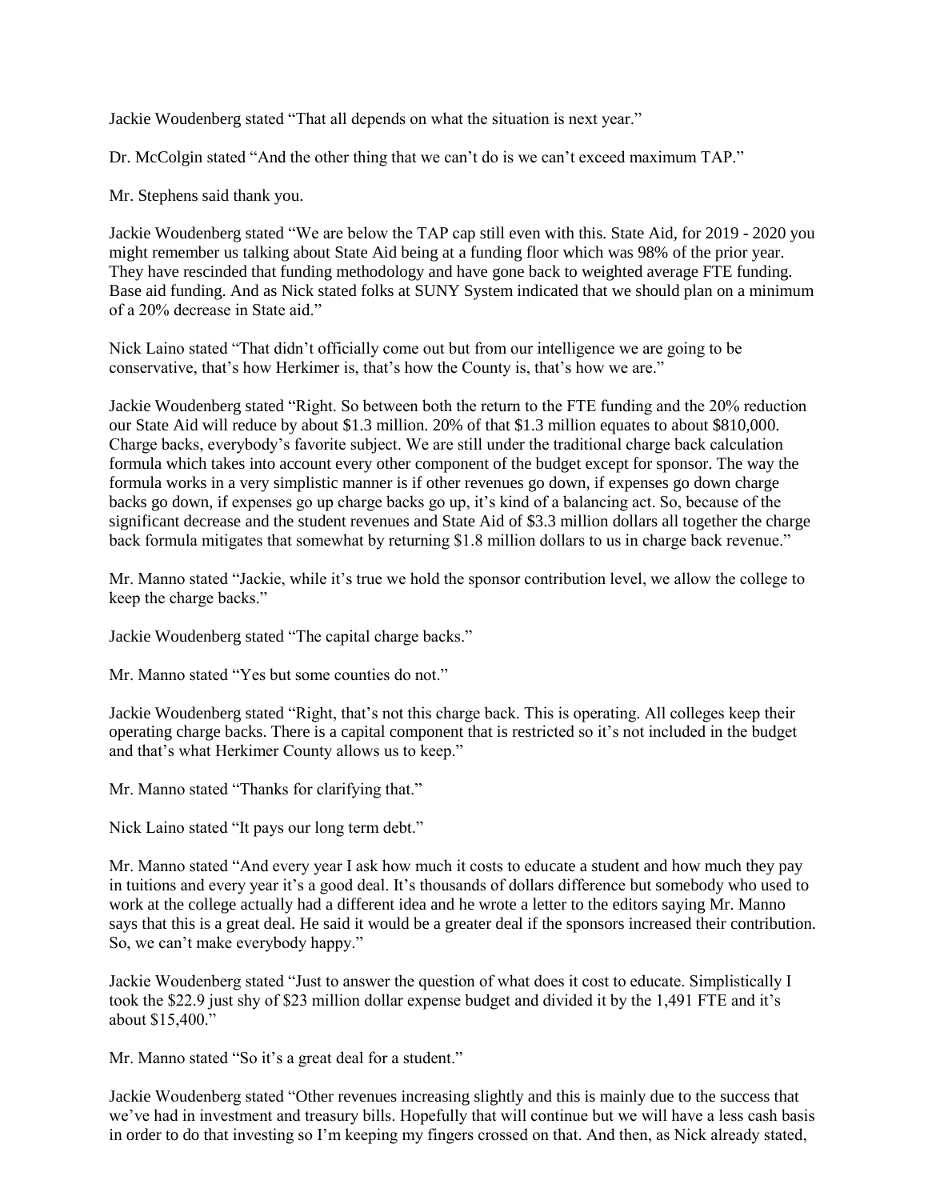Jackie Woudenberg stated "That all depends on what the situation is next year."

Dr. McColgin stated "And the other thing that we can't do is we can't exceed maximum TAP."

Mr. Stephens said thank you.

Jackie Woudenberg stated "We are below the TAP cap still even with this. State Aid, for 2019 - 2020 you might remember us talking about State Aid being at a funding floor which was 98% of the prior year. They have rescinded that funding methodology and have gone back to weighted average FTE funding. Base aid funding. And as Nick stated folks at SUNY System indicated that we should plan on a minimum of a 20% decrease in State aid."

Nick Laino stated "That didn't officially come out but from our intelligence we are going to be conservative, that's how Herkimer is, that's how the County is, that's how we are."

Jackie Woudenberg stated "Right. So between both the return to the FTE funding and the 20% reduction our State Aid will reduce by about $1.3 million. 20% of that $1.3 million equates to about $810,000. Charge backs, everybody's favorite subject. We are still under the traditional charge back calculation formula which takes into account every other component of the budget except for sponsor. The way the formula works in a very simplistic manner is if other revenues go down, if expenses go down charge backs go down, if expenses go up charge backs go up, it's kind of a balancing act. So, because of the significant decrease and the student revenues and State Aid of $3.3 million dollars all together the charge back formula mitigates that somewhat by returning $1.8 million dollars to us in charge back revenue."

Mr. Manno stated "Jackie, while it's true we hold the sponsor contribution level, we allow the college to keep the charge backs."

Jackie Woudenberg stated "The capital charge backs."

Mr. Manno stated "Yes but some counties do not."

Jackie Woudenberg stated "Right, that's not this charge back. This is operating. All colleges keep their operating charge backs. There is a capital component that is restricted so it's not included in the budget and that's what Herkimer County allows us to keep."

Mr. Manno stated "Thanks for clarifying that."

Nick Laino stated "It pays our long term debt."

Mr. Manno stated "And every year I ask how much it costs to educate a student and how much they pay in tuitions and every year it's a good deal. It's thousands of dollars difference but somebody who used to work at the college actually had a different idea and he wrote a letter to the editors saying Mr. Manno says that this is a great deal. He said it would be a greater deal if the sponsors increased their contribution. So, we can't make everybody happy."

Jackie Woudenberg stated "Just to answer the question of what does it cost to educate. Simplistically I took the $22.9 just shy of $23 million dollar expense budget and divided it by the 1,491 FTE and it's about $15,400."

Mr. Manno stated "So it's a great deal for a student."

Jackie Woudenberg stated "Other revenues increasing slightly and this is mainly due to the success that we've had in investment and treasury bills. Hopefully that will continue but we will have a less cash basis in order to do that investing so I'm keeping my fingers crossed on that. And then, as Nick already stated,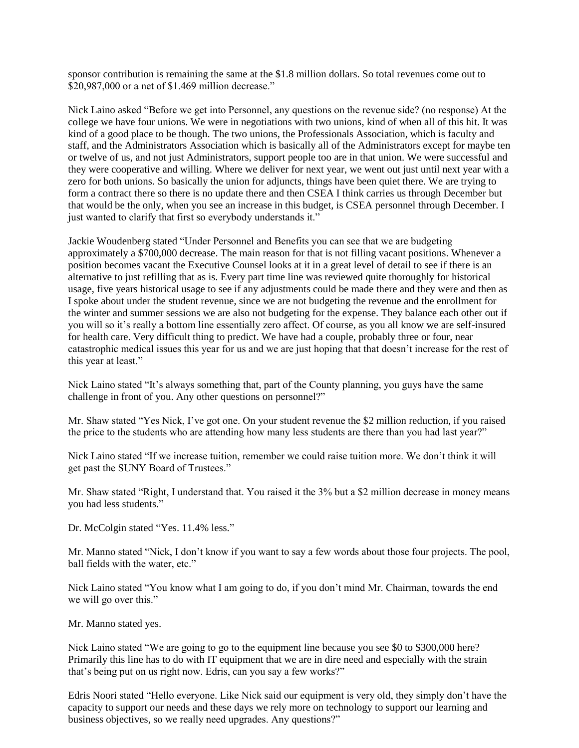sponsor contribution is remaining the same at the $1.8 million dollars. So total revenues come out to $20,987,000 or a net of $1.469 million decrease."

Nick Laino asked "Before we get into Personnel, any questions on the revenue side? (no response) At the college we have four unions. We were in negotiations with two unions, kind of when all of this hit. It was kind of a good place to be though. The two unions, the Professionals Association, which is faculty and staff, and the Administrators Association which is basically all of the Administrators except for maybe ten or twelve of us, and not just Administrators, support people too are in that union. We were successful and they were cooperative and willing. Where we deliver for next year, we went out just until next year with a zero for both unions. So basically the union for adjuncts, things have been quiet there. We are trying to form a contract there so there is no update there and then CSEA I think carries us through December but that would be the only, when you see an increase in this budget, is CSEA personnel through December. I just wanted to clarify that first so everybody understands it."

Jackie Woudenberg stated "Under Personnel and Benefits you can see that we are budgeting approximately a $700,000 decrease. The main reason for that is not filling vacant positions. Whenever a position becomes vacant the Executive Counsel looks at it in a great level of detail to see if there is an alternative to just refilling that as is. Every part time line was reviewed quite thoroughly for historical usage, five years historical usage to see if any adjustments could be made there and they were and then as I spoke about under the student revenue, since we are not budgeting the revenue and the enrollment for the winter and summer sessions we are also not budgeting for the expense. They balance each other out if you will so it's really a bottom line essentially zero affect. Of course, as you all know we are self-insured for health care. Very difficult thing to predict. We have had a couple, probably three or four, near catastrophic medical issues this year for us and we are just hoping that that doesn't increase for the rest of this year at least."

Nick Laino stated "It's always something that, part of the County planning, you guys have the same challenge in front of you. Any other questions on personnel?"

Mr. Shaw stated "Yes Nick, I've got one. On your student revenue the $2 million reduction, if you raised the price to the students who are attending how many less students are there than you had last year?"

Nick Laino stated "If we increase tuition, remember we could raise tuition more. We don't think it will get past the SUNY Board of Trustees."

Mr. Shaw stated "Right, I understand that. You raised it the 3% but a $2 million decrease in money means you had less students."

Dr. McColgin stated "Yes. 11.4% less."

Mr. Manno stated "Nick, I don't know if you want to say a few words about those four projects. The pool, ball fields with the water, etc."

Nick Laino stated "You know what I am going to do, if you don't mind Mr. Chairman, towards the end we will go over this."

Mr. Manno stated yes.

Nick Laino stated "We are going to go to the equipment line because you see $0 to $300,000 here? Primarily this line has to do with IT equipment that we are in dire need and especially with the strain that's being put on us right now. Edris, can you say a few works?"

Edris Noori stated "Hello everyone. Like Nick said our equipment is very old, they simply don't have the capacity to support our needs and these days we rely more on technology to support our learning and business objectives, so we really need upgrades. Any questions?"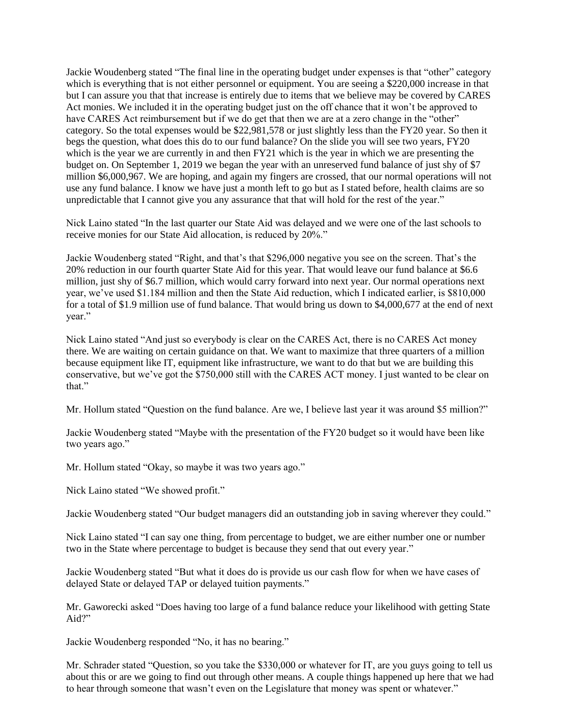Jackie Woudenberg stated "The final line in the operating budget under expenses is that "other" category which is everything that is not either personnel or equipment. You are seeing a $220,000 increase in that but I can assure you that that increase is entirely due to items that we believe may be covered by CARES Act monies. We included it in the operating budget just on the off chance that it won't be approved to have CARES Act reimbursement but if we do get that then we are at a zero change in the "other" category. So the total expenses would be $22,981,578 or just slightly less than the FY20 year. So then it begs the question, what does this do to our fund balance? On the slide you will see two years, FY20 which is the year we are currently in and then FY21 which is the year in which we are presenting the budget on. On September 1, 2019 we began the year with an unreserved fund balance of just shy of $7 million $6,000,967. We are hoping, and again my fingers are crossed, that our normal operations will not use any fund balance. I know we have just a month left to go but as I stated before, health claims are so unpredictable that I cannot give you any assurance that that will hold for the rest of the year."

Nick Laino stated "In the last quarter our State Aid was delayed and we were one of the last schools to receive monies for our State Aid allocation, is reduced by 20%."

Jackie Woudenberg stated "Right, and that's that $296,000 negative you see on the screen. That's the 20% reduction in our fourth quarter State Aid for this year. That would leave our fund balance at $6.6 million, just shy of $6.7 million, which would carry forward into next year. Our normal operations next year, we've used $1.184 million and then the State Aid reduction, which I indicated earlier, is $810,000 for a total of $1.9 million use of fund balance. That would bring us down to $4,000,677 at the end of next year."

Nick Laino stated "And just so everybody is clear on the CARES Act, there is no CARES Act money there. We are waiting on certain guidance on that. We want to maximize that three quarters of a million because equipment like IT, equipment like infrastructure, we want to do that but we are building this conservative, but we've got the $750,000 still with the CARES ACT money. I just wanted to be clear on that."

Mr. Hollum stated "Question on the fund balance. Are we, I believe last year it was around $5 million?"

Jackie Woudenberg stated "Maybe with the presentation of the FY20 budget so it would have been like two years ago."

Mr. Hollum stated "Okay, so maybe it was two years ago."

Nick Laino stated "We showed profit."

Jackie Woudenberg stated "Our budget managers did an outstanding job in saving wherever they could."

Nick Laino stated "I can say one thing, from percentage to budget, we are either number one or number two in the State where percentage to budget is because they send that out every year."

Jackie Woudenberg stated "But what it does do is provide us our cash flow for when we have cases of delayed State or delayed TAP or delayed tuition payments."

Mr. Gaworecki asked "Does having too large of a fund balance reduce your likelihood with getting State Aid?"

Jackie Woudenberg responded "No, it has no bearing."

Mr. Schrader stated "Question, so you take the $330,000 or whatever for IT, are you guys going to tell us about this or are we going to find out through other means. A couple things happened up here that we had to hear through someone that wasn't even on the Legislature that money was spent or whatever."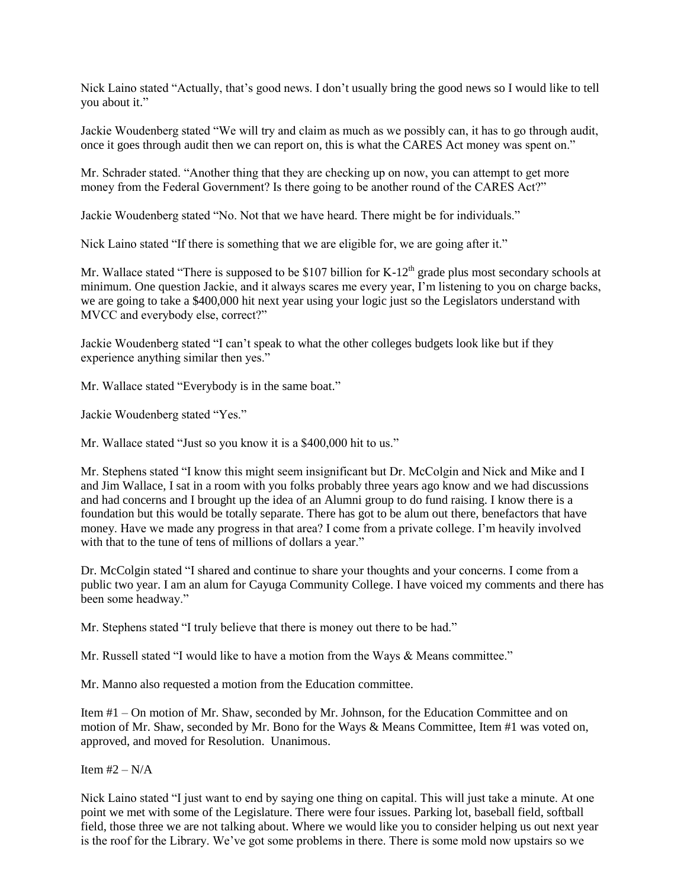Nick Laino stated "Actually, that's good news. I don't usually bring the good news so I would like to tell you about it."

Jackie Woudenberg stated "We will try and claim as much as we possibly can, it has to go through audit, once it goes through audit then we can report on, this is what the CARES Act money was spent on."

Mr. Schrader stated. "Another thing that they are checking up on now, you can attempt to get more money from the Federal Government? Is there going to be another round of the CARES Act?"

Jackie Woudenberg stated "No. Not that we have heard. There might be for individuals."

Nick Laino stated "If there is something that we are eligible for, we are going after it."

Mr. Wallace stated "There is supposed to be \$107 billion for K-12th grade plus most secondary schools at minimum. One question Jackie, and it always scares me every year, I'm listening to you on charge backs, we are going to take a \$400,000 hit next year using your logic just so the Legislators understand with MVCC and everybody else, correct?"

Jackie Woudenberg stated "I can't speak to what the other colleges budgets look like but if they experience anything similar then yes."

Mr. Wallace stated "Everybody is in the same boat."

Jackie Woudenberg stated "Yes."

Mr. Wallace stated "Just so you know it is a \$400,000 hit to us."

Mr. Stephens stated "I know this might seem insignificant but Dr. McColgin and Nick and Mike and I and Jim Wallace, I sat in a room with you folks probably three years ago know and we had discussions and had concerns and I brought up the idea of an Alumni group to do fund raising. I know there is a foundation but this would be totally separate. There has got to be alum out there, benefactors that have money. Have we made any progress in that area? I come from a private college. I'm heavily involved with that to the tune of tens of millions of dollars a year."

Dr. McColgin stated "I shared and continue to share your thoughts and your concerns. I come from a public two year. I am an alum for Cayuga Community College. I have voiced my comments and there has been some headway."

Mr. Stephens stated "I truly believe that there is money out there to be had."

Mr. Russell stated "I would like to have a motion from the Ways & Means committee."

Mr. Manno also requested a motion from the Education committee.

Item #1 – On motion of Mr. Shaw, seconded by Mr. Johnson, for the Education Committee and on motion of Mr. Shaw, seconded by Mr. Bono for the Ways & Means Committee, Item #1 was voted on, approved, and moved for Resolution. Unanimous.

Item #2 – N/A

Nick Laino stated "I just want to end by saying one thing on capital. This will just take a minute. At one point we met with some of the Legislature. There were four issues. Parking lot, baseball field, softball field, those three we are not talking about. Where we would like you to consider helping us out next year is the roof for the Library. We've got some problems in there. There is some mold now upstairs so we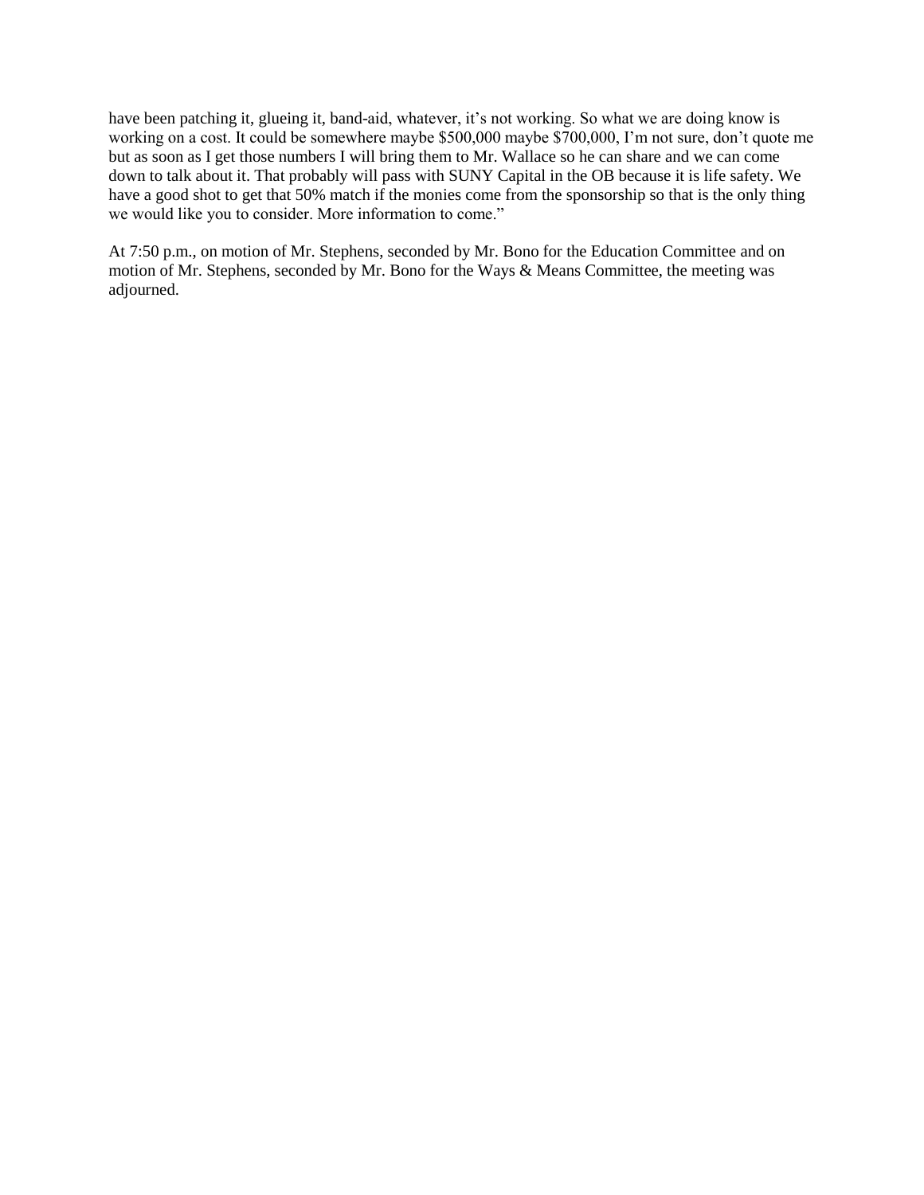have been patching it, glueing it, band-aid, whatever, it's not working. So what we are doing know is working on a cost. It could be somewhere maybe $500,000 maybe $700,000, I'm not sure, don't quote me but as soon as I get those numbers I will bring them to Mr. Wallace so he can share and we can come down to talk about it. That probably will pass with SUNY Capital in the OB because it is life safety. We have a good shot to get that 50% match if the monies come from the sponsorship so that is the only thing we would like you to consider. More information to come."

At 7:50 p.m., on motion of Mr. Stephens, seconded by Mr. Bono for the Education Committee and on motion of Mr. Stephens, seconded by Mr. Bono for the Ways & Means Committee, the meeting was adjourned.